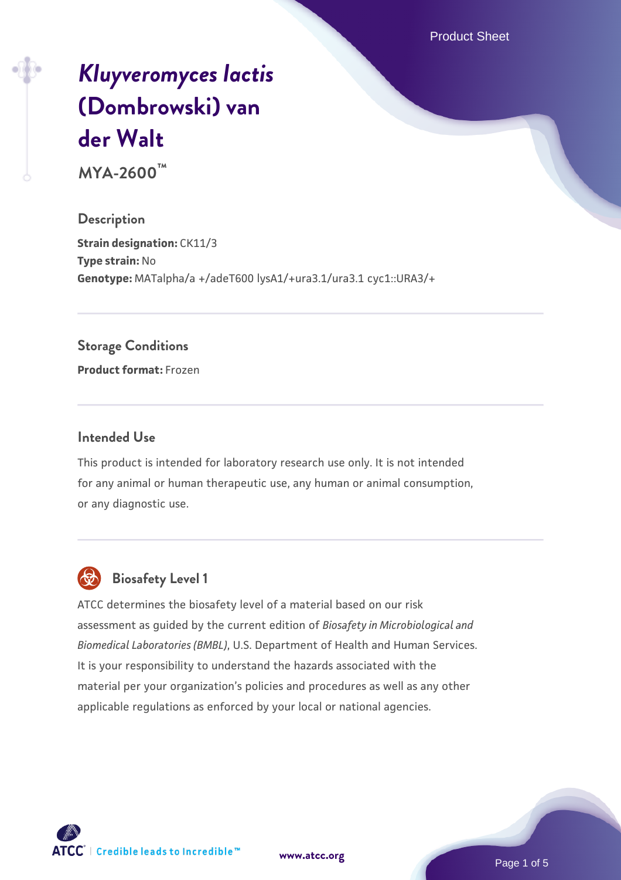# *Kluyveromyces lactis* (Dombrowski) van der Walt

**MYA-2600™**

## Description

**Strain designation:** CK11/3
**Type strain:** No
**Genotype:** MATalpha/a +/adeT600 lysA1/+ura3.1/ura3.1 cyc1::URA3/+

## Storage Conditions

**Product format:** Frozen

## Intended Use

This product is intended for laboratory research use only. It is not intended for any animal or human therapeutic use, any human or animal consumption, or any diagnostic use.

## Biosafety Level 1

ATCC determines the biosafety level of a material based on our risk assessment as guided by the current edition of *Biosafety in Microbiological and Biomedical Laboratories (BMBL)*, U.S. Department of Health and Human Services. It is your responsibility to understand the hazards associated with the material per your organization's policies and procedures as well as any other applicable regulations as enforced by your local or national agencies.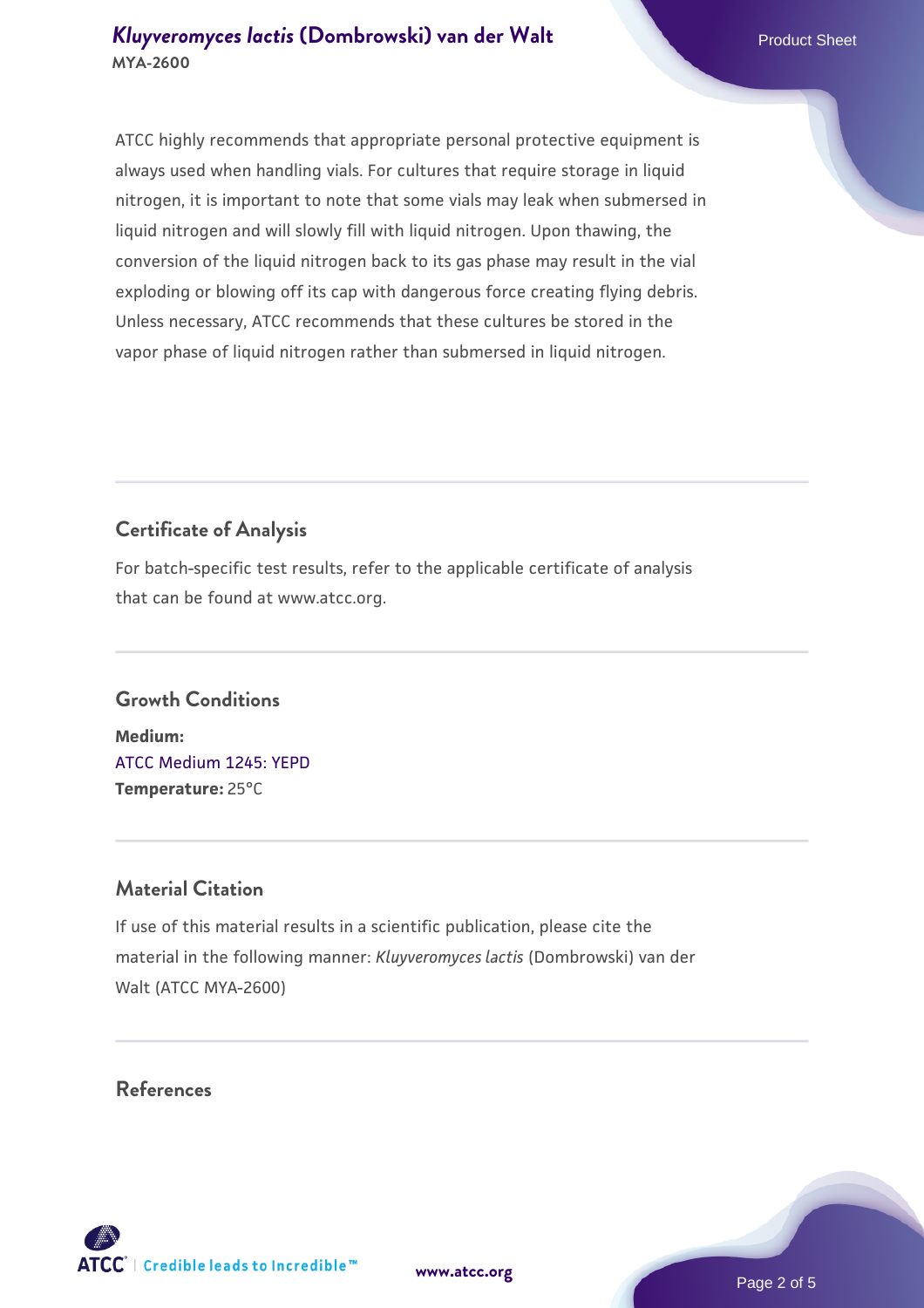ATCC highly recommends that appropriate personal protective equipment is always used when handling vials. For cultures that require storage in liquid nitrogen, it is important to note that some vials may leak when submersed in liquid nitrogen and will slowly fill with liquid nitrogen. Upon thawing, the conversion of the liquid nitrogen back to its gas phase may result in the vial exploding or blowing off its cap with dangerous force creating flying debris. Unless necessary, ATCC recommends that these cultures be stored in the vapor phase of liquid nitrogen rather than submersed in liquid nitrogen.

## Certificate of Analysis

For batch-specific test results, refer to the applicable certificate of analysis that can be found at www.atcc.org.

## Growth Conditions

**Medium:**
ATCC Medium 1245: YEPD
**Temperature:** 25°C

## Material Citation

If use of this material results in a scientific publication, please cite the material in the following manner: *Kluyveromyces lactis* (Dombrowski) van der Walt (ATCC MYA-2600)

## References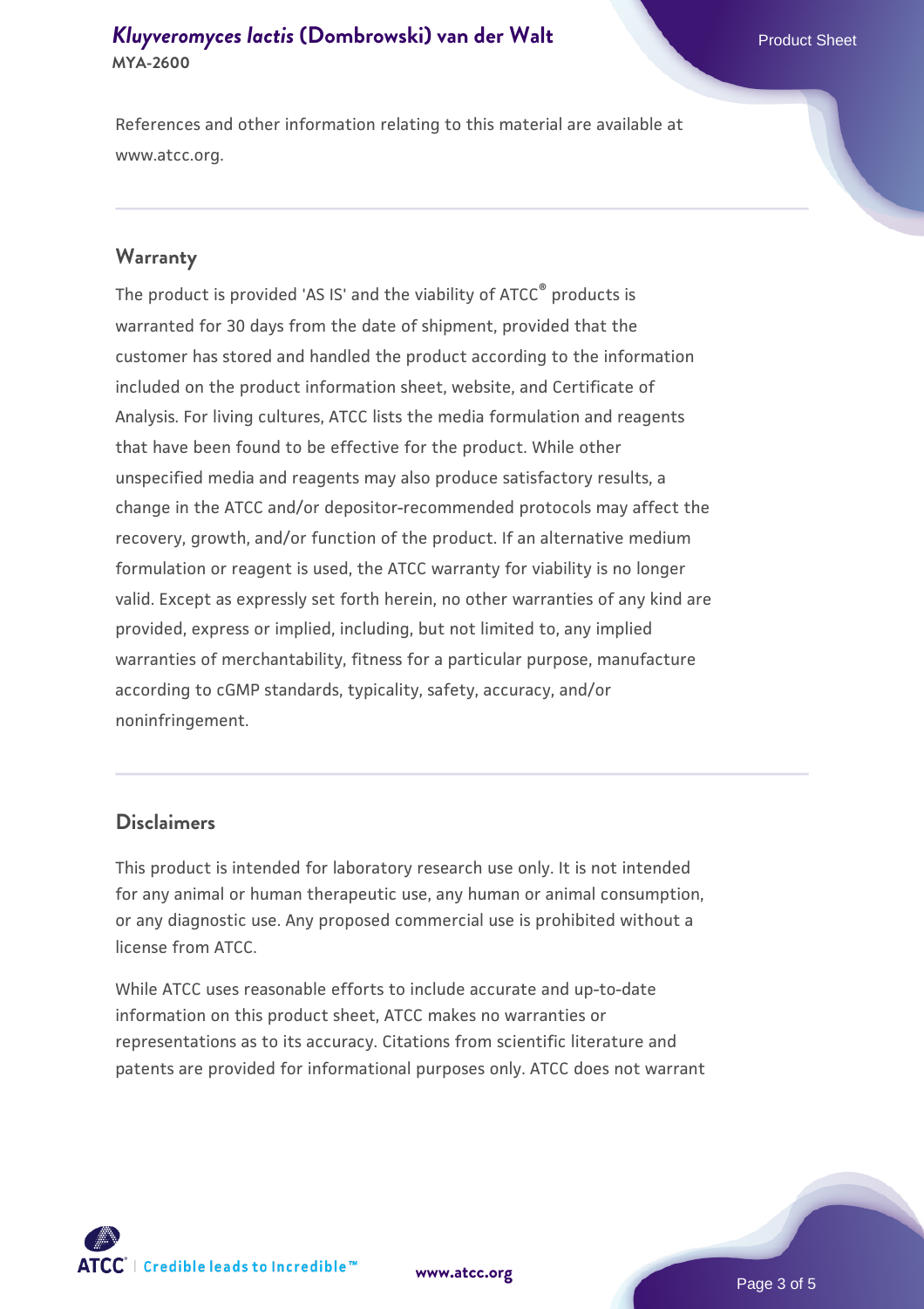References and other information relating to this material are available at www.atcc.org.

## Warranty

The product is provided 'AS IS' and the viability of ATCC® products is warranted for 30 days from the date of shipment, provided that the customer has stored and handled the product according to the information included on the product information sheet, website, and Certificate of Analysis. For living cultures, ATCC lists the media formulation and reagents that have been found to be effective for the product. While other unspecified media and reagents may also produce satisfactory results, a change in the ATCC and/or depositor-recommended protocols may affect the recovery, growth, and/or function of the product. If an alternative medium formulation or reagent is used, the ATCC warranty for viability is no longer valid. Except as expressly set forth herein, no other warranties of any kind are provided, express or implied, including, but not limited to, any implied warranties of merchantability, fitness for a particular purpose, manufacture according to cGMP standards, typicality, safety, accuracy, and/or noninfringement.

## Disclaimers

This product is intended for laboratory research use only. It is not intended for any animal or human therapeutic use, any human or animal consumption, or any diagnostic use. Any proposed commercial use is prohibited without a license from ATCC.

While ATCC uses reasonable efforts to include accurate and up-to-date information on this product sheet, ATCC makes no warranties or representations as to its accuracy. Citations from scientific literature and patents are provided for informational purposes only. ATCC does not warrant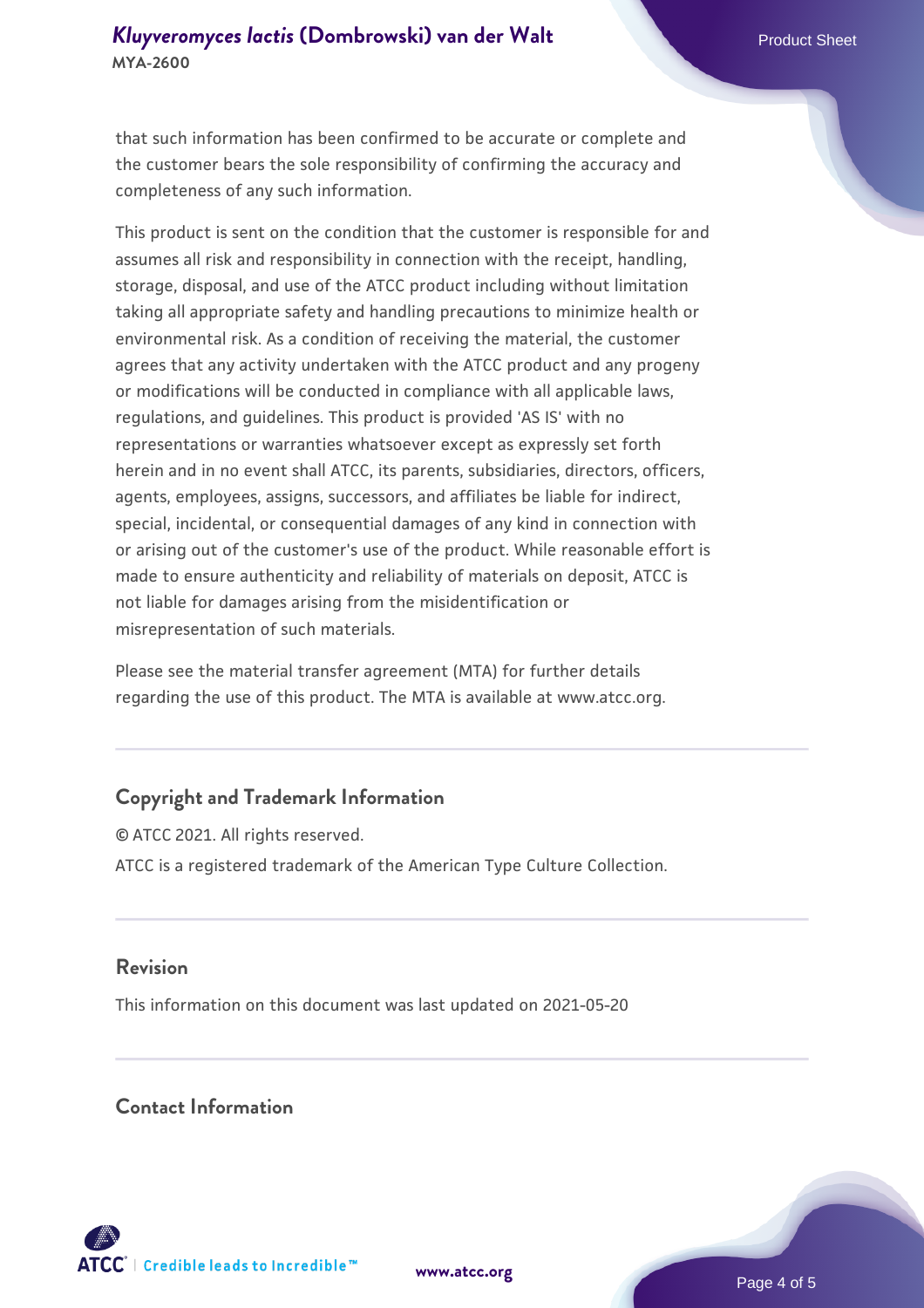that such information has been confirmed to be accurate or complete and the customer bears the sole responsibility of confirming the accuracy and completeness of any such information.

This product is sent on the condition that the customer is responsible for and assumes all risk and responsibility in connection with the receipt, handling, storage, disposal, and use of the ATCC product including without limitation taking all appropriate safety and handling precautions to minimize health or environmental risk. As a condition of receiving the material, the customer agrees that any activity undertaken with the ATCC product and any progeny or modifications will be conducted in compliance with all applicable laws, regulations, and guidelines. This product is provided 'AS IS' with no representations or warranties whatsoever except as expressly set forth herein and in no event shall ATCC, its parents, subsidiaries, directors, officers, agents, employees, assigns, successors, and affiliates be liable for indirect, special, incidental, or consequential damages of any kind in connection with or arising out of the customer's use of the product. While reasonable effort is made to ensure authenticity and reliability of materials on deposit, ATCC is not liable for damages arising from the misidentification or misrepresentation of such materials.

Please see the material transfer agreement (MTA) for further details regarding the use of this product. The MTA is available at www.atcc.org.

## Copyright and Trademark Information

© ATCC 2021. All rights reserved.

ATCC is a registered trademark of the American Type Culture Collection.

## Revision

This information on this document was last updated on 2021-05-20

## Contact Information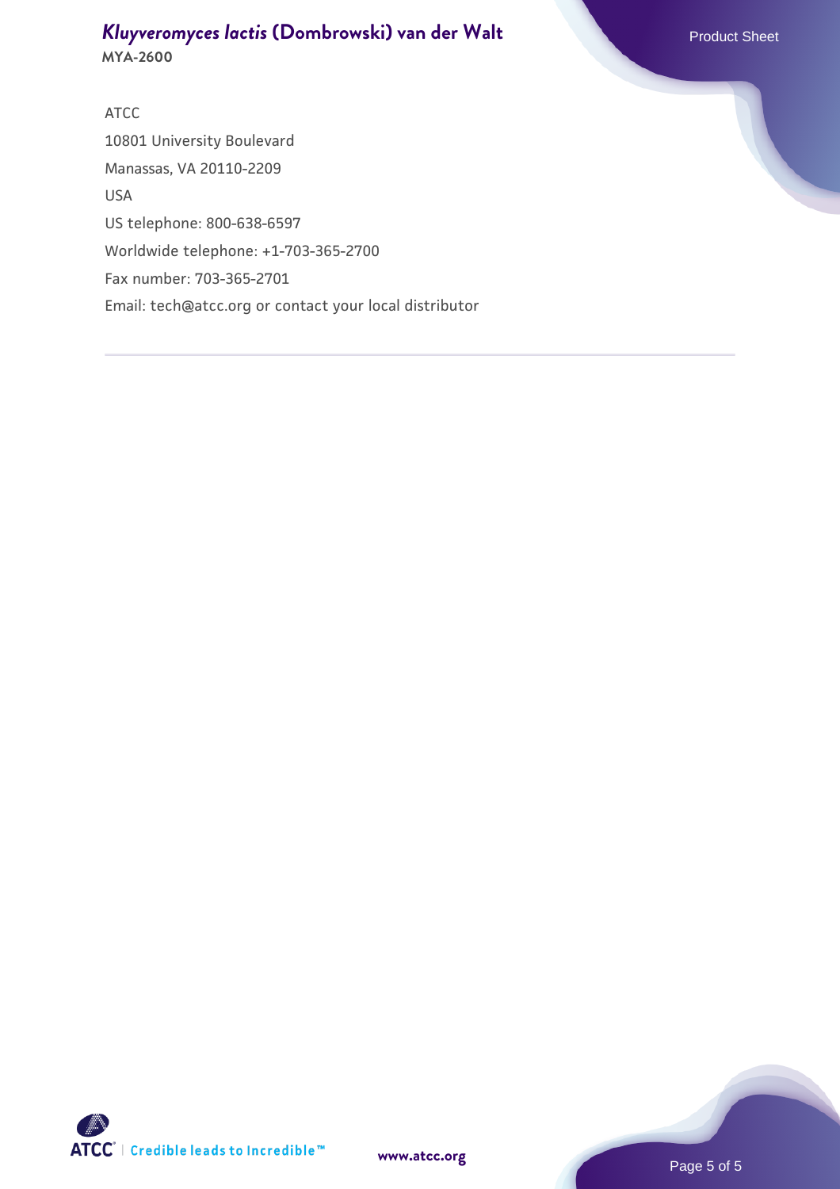ATCC

10801 University Boulevard

Manassas, VA 20110-2209

USA

US telephone: 800-638-6597

Worldwide telephone: +1-703-365-2700

Fax number: 703-365-2701

Email: tech@atcc.org or contact your local distributor